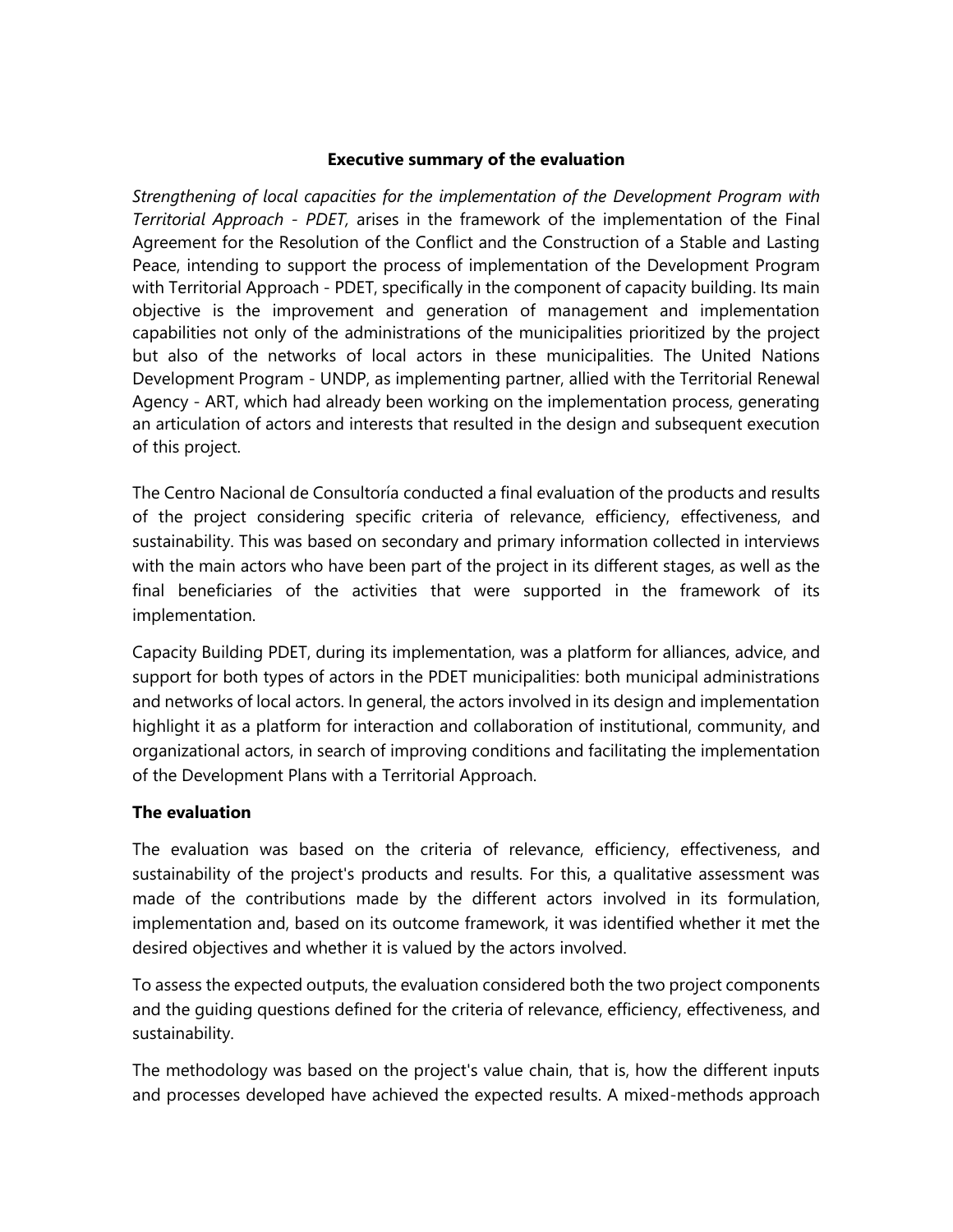# Executive summary of the evaluation

*Strengthening of local capacities for the implementation of the Development Program with Territorial Approach - PDET,* arises in the framework of the implementation of the Final Agreement for the Resolution of the Conflict and the Construction of a Stable and Lasting Peace, intending to support the process of implementation of the Development Program with Territorial Approach - PDET, specifically in the component of capacity building. Its main objective is the improvement and generation of management and implementation capabilities not only of the administrations of the municipalities prioritized by the project but also of the networks of local actors in these municipalities. The United Nations Development Program - UNDP, as implementing partner, allied with the Territorial Renewal Agency - ART, which had already been working on the implementation process, generating an articulation of actors and interests that resulted in the design and subsequent execution of this project.

The Centro Nacional de Consultoría conducted a final evaluation of the products and results of the project considering specific criteria of relevance, efficiency, effectiveness, and sustainability. This was based on secondary and primary information collected in interviews with the main actors who have been part of the project in its different stages, as well as the final beneficiaries of the activities that were supported in the framework of its implementation.

Capacity Building PDET, during its implementation, was a platform for alliances, advice, and support for both types of actors in the PDET municipalities: both municipal administrations and networks of local actors. In general, the actors involved in its design and implementation highlight it as a platform for interaction and collaboration of institutional, community, and organizational actors, in search of improving conditions and facilitating the implementation of the Development Plans with a Territorial Approach.

## The evaluation

The evaluation was based on the criteria of relevance, efficiency, effectiveness, and sustainability of the project's products and results. For this, a qualitative assessment was made of the contributions made by the different actors involved in its formulation, implementation and, based on its outcome framework, it was identified whether it met the desired objectives and whether it is valued by the actors involved.

To assess the expected outputs, the evaluation considered both the two project components and the guiding questions defined for the criteria of relevance, efficiency, effectiveness, and sustainability.

The methodology was based on the project's value chain, that is, how the different inputs and processes developed have achieved the expected results. A mixed-methods approach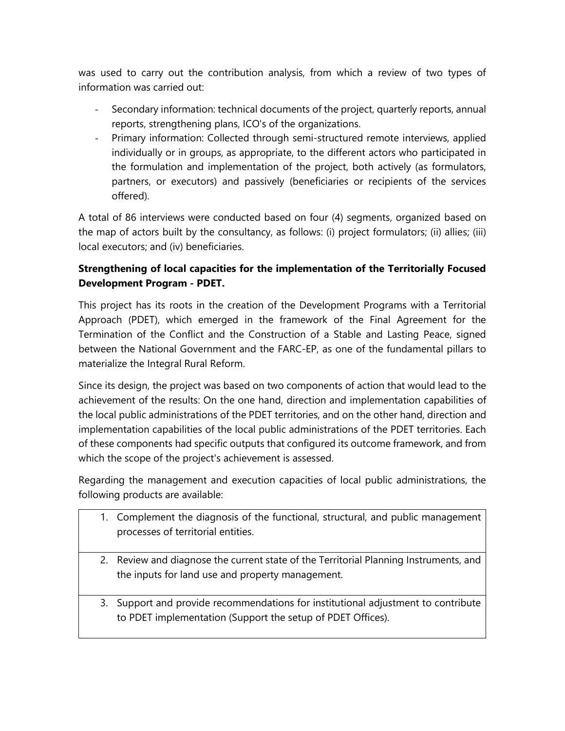was used to carry out the contribution analysis, from which a review of two types of information was carried out:

- Secondary information: technical documents of the project, quarterly reports, annual reports, strengthening plans, ICO's of the organizations.
- Primary information: Collected through semi-structured remote interviews, applied individually or in groups, as appropriate, to the different actors who participated in the formulation and implementation of the project, both actively (as formulators, partners, or executors) and passively (beneficiaries or recipients of the services offered).

A total of 86 interviews were conducted based on four (4) segments, organized based on the map of actors built by the consultancy, as follows: (i) project formulators; (ii) allies; (iii) local executors; and (iv) beneficiaries.

**Strengthening of local capacities for the implementation of the Territorially Focused Development Program - PDET.**

This project has its roots in the creation of the Development Programs with a Territorial Approach (PDET), which emerged in the framework of the Final Agreement for the Termination of the Conflict and the Construction of a Stable and Lasting Peace, signed between the National Government and the FARC-EP, as one of the fundamental pillars to materialize the Integral Rural Reform.

Since its design, the project was based on two components of action that would lead to the achievement of the results: On the one hand, direction and implementation capabilities of the local public administrations of the PDET territories, and on the other hand, direction and implementation capabilities of the local public administrations of the PDET territories. Each of these components had specific outputs that configured its outcome framework, and from which the scope of the project's achievement is assessed.

Regarding the management and execution capacities of local public administrations, the following products are available:

| |
|---|
| 1. Complement the diagnosis of the functional, structural, and public management processes of territorial entities. |
| 2. Review and diagnose the current state of the Territorial Planning Instruments, and the inputs for land use and property management. |
| 3. Support and provide recommendations for institutional adjustment to contribute to PDET implementation (Support the setup of PDET Offices). |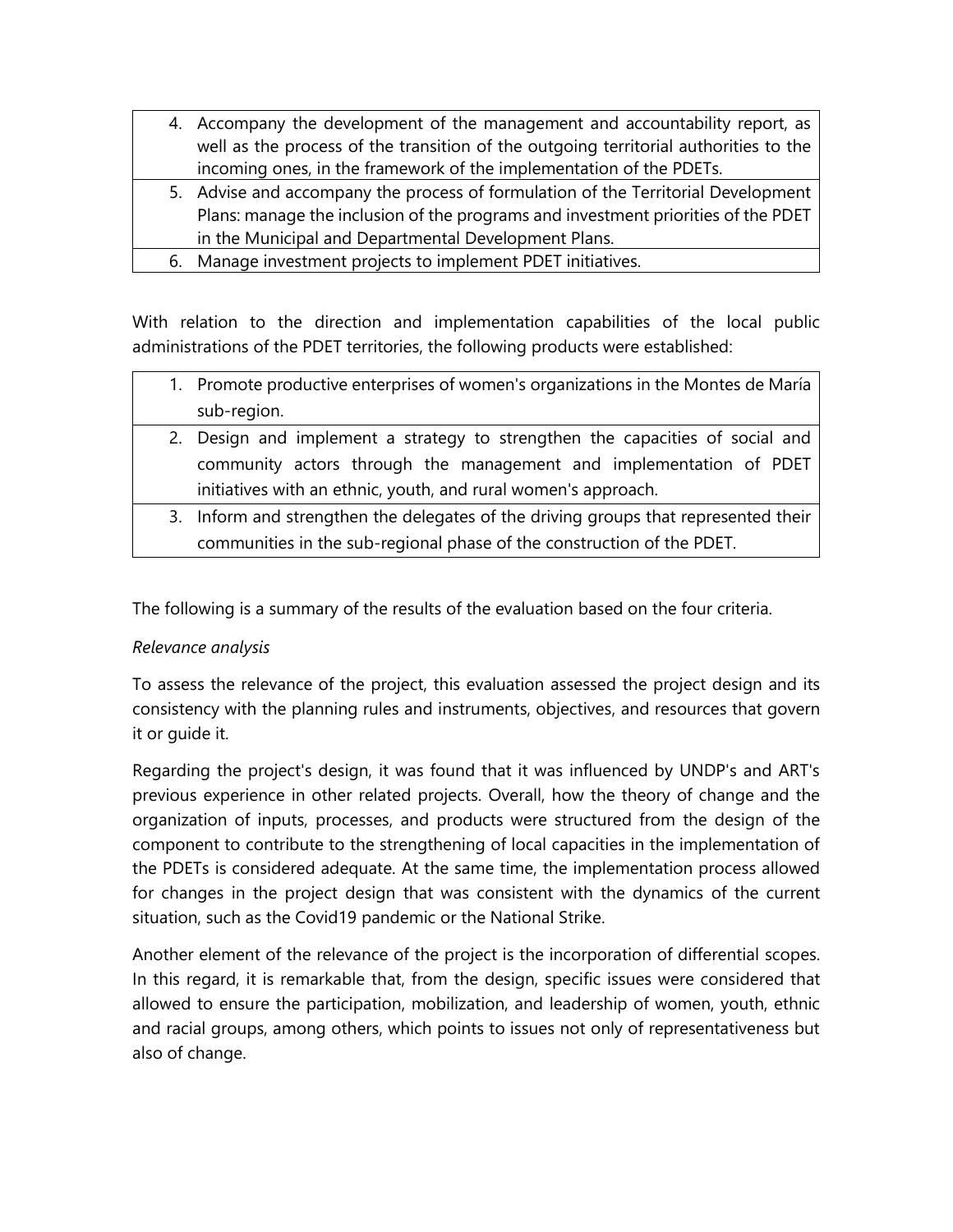| |
|---|
| 4. Accompany the development of the management and accountability report, as well as the process of the transition of the outgoing territorial authorities to the incoming ones, in the framework of the implementation of the PDETs. |
| 5. Advise and accompany the process of formulation of the Territorial Development Plans: manage the inclusion of the programs and investment priorities of the PDET in the Municipal and Departmental Development Plans. |
| 6. Manage investment projects to implement PDET initiatives. |

With relation to the direction and implementation capabilities of the local public administrations of the PDET territories, the following products were established:

| |
|---|
| 1. Promote productive enterprises of women's organizations in the Montes de María sub-region. |
| 2. Design and implement a strategy to strengthen the capacities of social and community actors through the management and implementation of PDET initiatives with an ethnic, youth, and rural women's approach. |
| 3. Inform and strengthen the delegates of the driving groups that represented their communities in the sub-regional phase of the construction of the PDET. |

The following is a summary of the results of the evaluation based on the four criteria.

*Relevance analysis*

To assess the relevance of the project, this evaluation assessed the project design and its consistency with the planning rules and instruments, objectives, and resources that govern it or guide it.

Regarding the project's design, it was found that it was influenced by UNDP's and ART's previous experience in other related projects. Overall, how the theory of change and the organization of inputs, processes, and products were structured from the design of the component to contribute to the strengthening of local capacities in the implementation of the PDETs is considered adequate. At the same time, the implementation process allowed for changes in the project design that was consistent with the dynamics of the current situation, such as the Covid19 pandemic or the National Strike.

Another element of the relevance of the project is the incorporation of differential scopes. In this regard, it is remarkable that, from the design, specific issues were considered that allowed to ensure the participation, mobilization, and leadership of women, youth, ethnic and racial groups, among others, which points to issues not only of representativeness but also of change.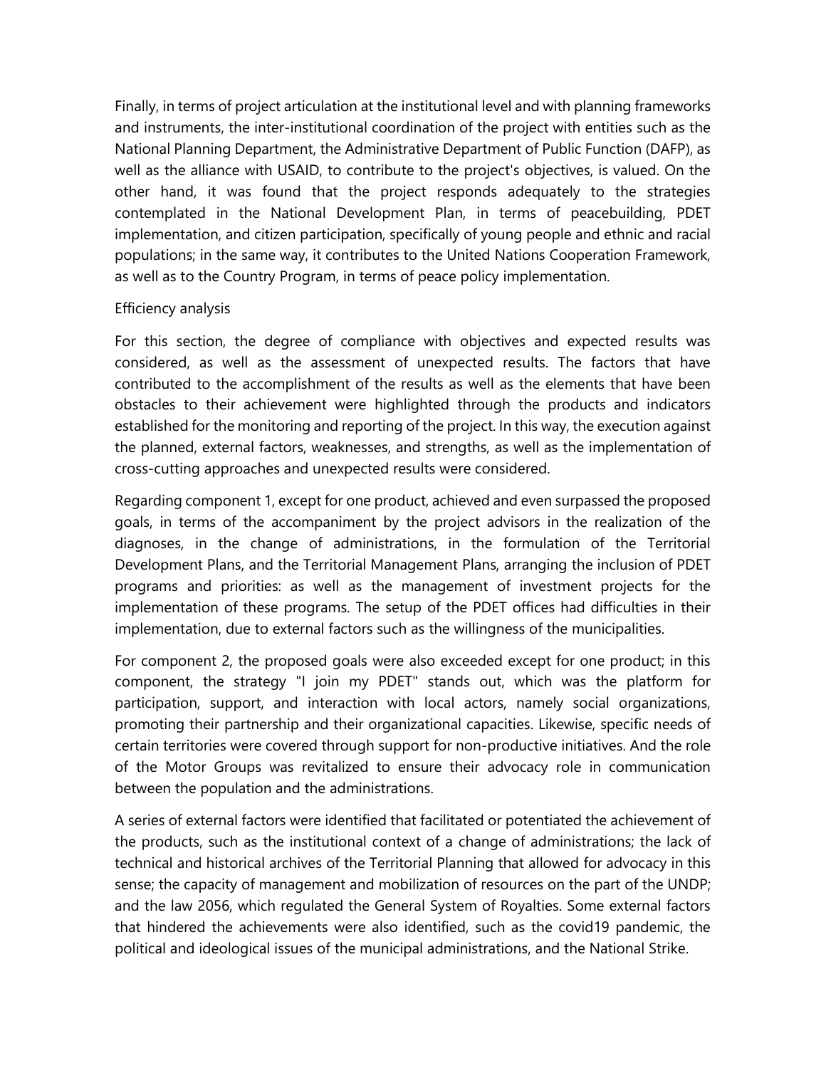Finally, in terms of project articulation at the institutional level and with planning frameworks and instruments, the inter-institutional coordination of the project with entities such as the National Planning Department, the Administrative Department of Public Function (DAFP), as well as the alliance with USAID, to contribute to the project's objectives, is valued. On the other hand, it was found that the project responds adequately to the strategies contemplated in the National Development Plan, in terms of peacebuilding, PDET implementation, and citizen participation, specifically of young people and ethnic and racial populations; in the same way, it contributes to the United Nations Cooperation Framework, as well as to the Country Program, in terms of peace policy implementation.

Efficiency analysis

For this section, the degree of compliance with objectives and expected results was considered, as well as the assessment of unexpected results. The factors that have contributed to the accomplishment of the results as well as the elements that have been obstacles to their achievement were highlighted through the products and indicators established for the monitoring and reporting of the project. In this way, the execution against the planned, external factors, weaknesses, and strengths, as well as the implementation of cross-cutting approaches and unexpected results were considered.

Regarding component 1, except for one product, achieved and even surpassed the proposed goals, in terms of the accompaniment by the project advisors in the realization of the diagnoses, in the change of administrations, in the formulation of the Territorial Development Plans, and the Territorial Management Plans, arranging the inclusion of PDET programs and priorities: as well as the management of investment projects for the implementation of these programs. The setup of the PDET offices had difficulties in their implementation, due to external factors such as the willingness of the municipalities.

For component 2, the proposed goals were also exceeded except for one product; in this component, the strategy "I join my PDET" stands out, which was the platform for participation, support, and interaction with local actors, namely social organizations, promoting their partnership and their organizational capacities. Likewise, specific needs of certain territories were covered through support for non-productive initiatives. And the role of the Motor Groups was revitalized to ensure their advocacy role in communication between the population and the administrations.

A series of external factors were identified that facilitated or potentiated the achievement of the products, such as the institutional context of a change of administrations; the lack of technical and historical archives of the Territorial Planning that allowed for advocacy in this sense; the capacity of management and mobilization of resources on the part of the UNDP; and the law 2056, which regulated the General System of Royalties. Some external factors that hindered the achievements were also identified, such as the covid19 pandemic, the political and ideological issues of the municipal administrations, and the National Strike.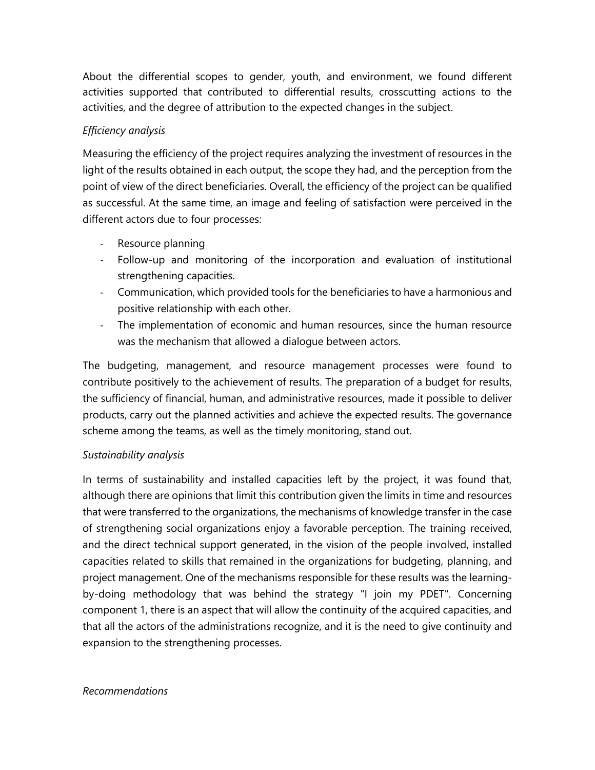About the differential scopes to gender, youth, and environment, we found different activities supported that contributed to differential results, crosscutting actions to the activities, and the degree of attribution to the expected changes in the subject.

*Efficiency analysis*

Measuring the efficiency of the project requires analyzing the investment of resources in the light of the results obtained in each output, the scope they had, and the perception from the point of view of the direct beneficiaries. Overall, the efficiency of the project can be qualified as successful. At the same time, an image and feeling of satisfaction were perceived in the different actors due to four processes:

- Resource planning
- Follow-up and monitoring of the incorporation and evaluation of institutional strengthening capacities.
- Communication, which provided tools for the beneficiaries to have a harmonious and positive relationship with each other.
- The implementation of economic and human resources, since the human resource was the mechanism that allowed a dialogue between actors.

The budgeting, management, and resource management processes were found to contribute positively to the achievement of results. The preparation of a budget for results, the sufficiency of financial, human, and administrative resources, made it possible to deliver products, carry out the planned activities and achieve the expected results. The governance scheme among the teams, as well as the timely monitoring, stand out.

*Sustainability analysis*

In terms of sustainability and installed capacities left by the project, it was found that, although there are opinions that limit this contribution given the limits in time and resources that were transferred to the organizations, the mechanisms of knowledge transfer in the case of strengthening social organizations enjoy a favorable perception. The training received, and the direct technical support generated, in the vision of the people involved, installed capacities related to skills that remained in the organizations for budgeting, planning, and project management. One of the mechanisms responsible for these results was the learning-by-doing methodology that was behind the strategy "I join my PDET". Concerning component 1, there is an aspect that will allow the continuity of the acquired capacities, and that all the actors of the administrations recognize, and it is the need to give continuity and expansion to the strengthening processes.

*Recommendations*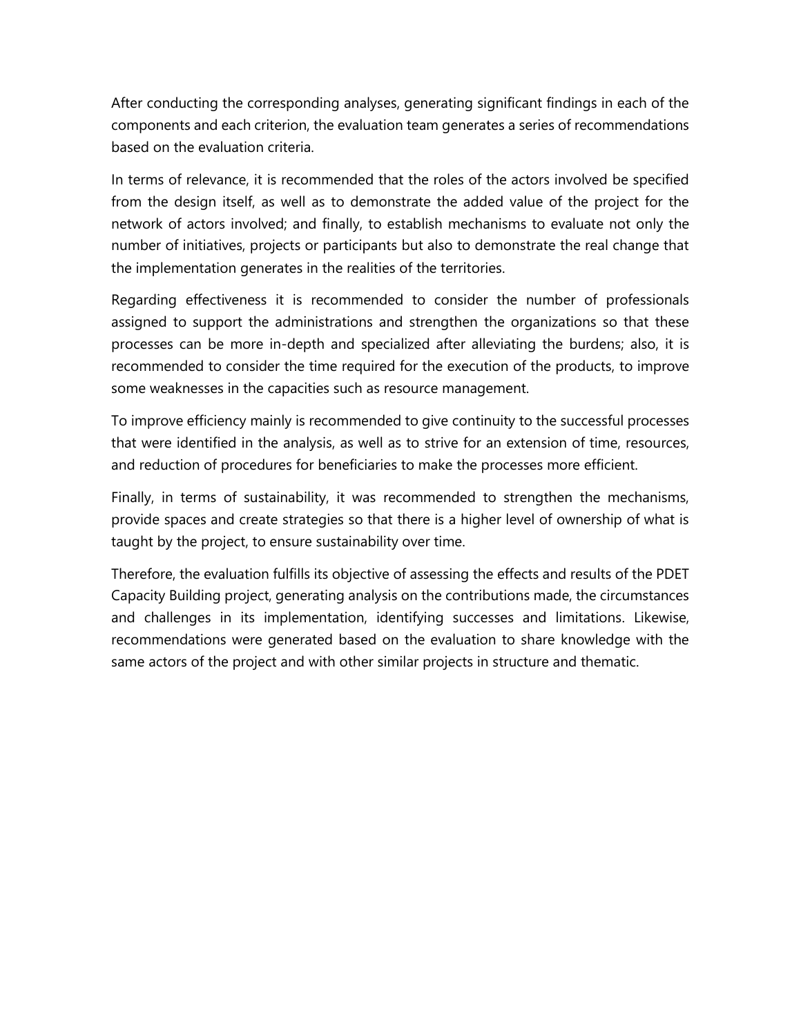After conducting the corresponding analyses, generating significant findings in each of the components and each criterion, the evaluation team generates a series of recommendations based on the evaluation criteria.

In terms of relevance, it is recommended that the roles of the actors involved be specified from the design itself, as well as to demonstrate the added value of the project for the network of actors involved; and finally, to establish mechanisms to evaluate not only the number of initiatives, projects or participants but also to demonstrate the real change that the implementation generates in the realities of the territories.

Regarding effectiveness it is recommended to consider the number of professionals assigned to support the administrations and strengthen the organizations so that these processes can be more in-depth and specialized after alleviating the burdens; also, it is recommended to consider the time required for the execution of the products, to improve some weaknesses in the capacities such as resource management.

To improve efficiency mainly is recommended to give continuity to the successful processes that were identified in the analysis, as well as to strive for an extension of time, resources, and reduction of procedures for beneficiaries to make the processes more efficient.

Finally, in terms of sustainability, it was recommended to strengthen the mechanisms, provide spaces and create strategies so that there is a higher level of ownership of what is taught by the project, to ensure sustainability over time.

Therefore, the evaluation fulfills its objective of assessing the effects and results of the PDET Capacity Building project, generating analysis on the contributions made, the circumstances and challenges in its implementation, identifying successes and limitations. Likewise, recommendations were generated based on the evaluation to share knowledge with the same actors of the project and with other similar projects in structure and thematic.